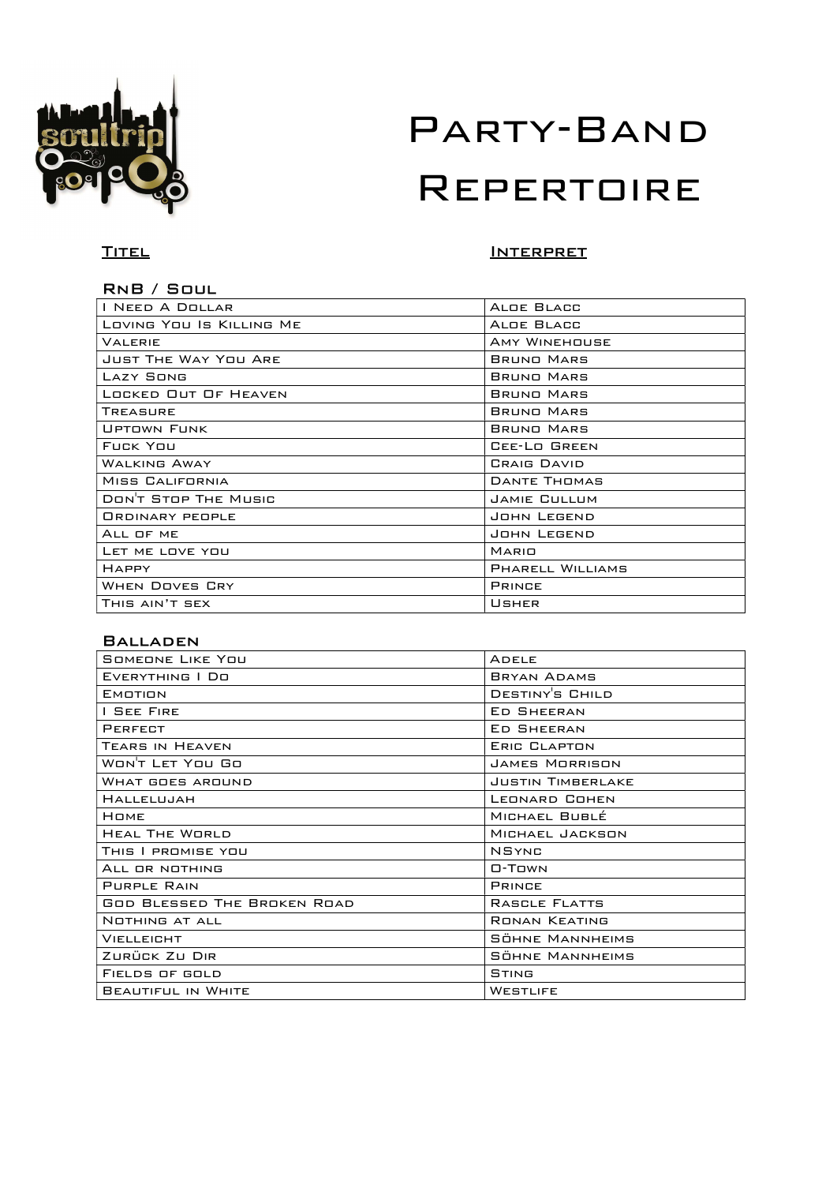# Party-Band Repertoire

| Titel | Interpret |
|---|---|

## RnB / Soul

| Titel | Interpret |
|---|---|
| I Need A Dollar | Aloe Blacc |
| Loving You Is Killing Me | Aloe Blacc |
| Valerie | Amy Winehouse |
| Just The Way You Are | Bruno Mars |
| Lazy Song | Bruno Mars |
| Locked Out Of Heaven | Bruno Mars |
| Treasure | Bruno Mars |
| Uptown Funk | Bruno Mars |
| Fuck You | Cee-Lo Green |
| Walking Away | Craig David |
| Miss California | Dante Thomas |
| Don't Stop The Music | Jamie Cullum |
| Ordinary People | John Legend |
| All of me | John Legend |
| Let me love you | Mario |
| Happy | Pharell Williams |
| When Doves Cry | Prince |
| This ain't sex | Usher |

## Balladen

| Titel | Interpret |
|---|---|
| Someone Like You | Adele |
| Everything I Do | Bryan Adams |
| Emotion | Destiny's Child |
| I See Fire | Ed Sheeran |
| Perfect | Ed Sheeran |
| Tears in Heaven | Eric Clapton |
| Won't Let You Go | James Morrison |
| What goes around | Justin Timberlake |
| Hallelujah | Leonard Cohen |
| Home | Michael Bublé |
| Heal The World | Michael Jackson |
| This I promise you | NSync |
| All or nothing | O-Town |
| Purple Rain | Prince |
| God Blessed The Broken Road | Rascle Flatts |
| Nothing at all | Ronan Keating |
| Vielleicht | Söhne Mannheims |
| Zurück Zu Dir | Söhne Mannheims |
| Fields of gold | Sting |
| Beautiful in White | Westlife |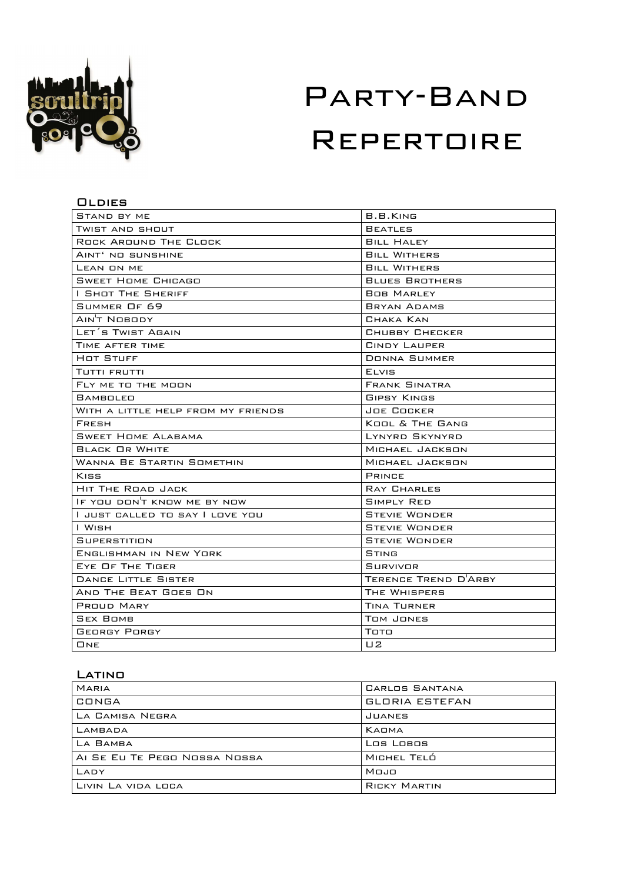# Party-Band Repertoire

## Oldies

| | |
|---|---|
| Stand by me | B.B.King |
| Twist and shout | Beatles |
| Rock Around The Clock | Bill Haley |
| Aint' no sunshine | Bill Withers |
| Lean on me | Bill Withers |
| Sweet Home Chicago | Blues Brothers |
| I Shot The Sheriff | Bob Marley |
| Summer Of 69 | Bryan Adams |
| Ain't Nobody | Chaka Kan |
| Let´s Twist Again | Chubby Checker |
| Time after time | Cindy Lauper |
| Hot Stuff | Donna Summer |
| Tutti frutti | Elvis |
| Fly me to the moon | Frank Sinatra |
| Bamboleo | Gipsy Kings |
| With a little help from my friends | Joe Cocker |
| Fresh | Kool & The Gang |
| Sweet Home Alabama | Lynyrd Skynyrd |
| Black Or White | Michael Jackson |
| Wanna Be Startin Somethin | Michael Jackson |
| Kiss | Prince |
| Hit The Road Jack | Ray Charles |
| If you don't know me by now | Simply Red |
| I just called to say I love you | Stevie Wonder |
| I Wish | Stevie Wonder |
| Superstition | Stevie Wonder |
| Englishman in New York | Sting |
| Eye Of The Tiger | Survivor |
| Dance Little Sister | Terence Trend D'Arby |
| And The Beat Goes On | The Whispers |
| Proud Mary | Tina Turner |
| Sex Bomb | Tom Jones |
| Georgy Porgy | Toto |
| One | U2 |

## Latino

| | |
|---|---|
| Maria | Carlos Santana |
| CONGA | GLORIA ESTEFAN |
| La Camisa Negra | Juanes |
| Lambada | Kaoma |
| La Bamba | Los Lobos |
| Ai Se Eu Te Pego Nossa Nossa | Michel Teló |
| Lady | Mojo |
| Livin La vida loca | Ricky Martin |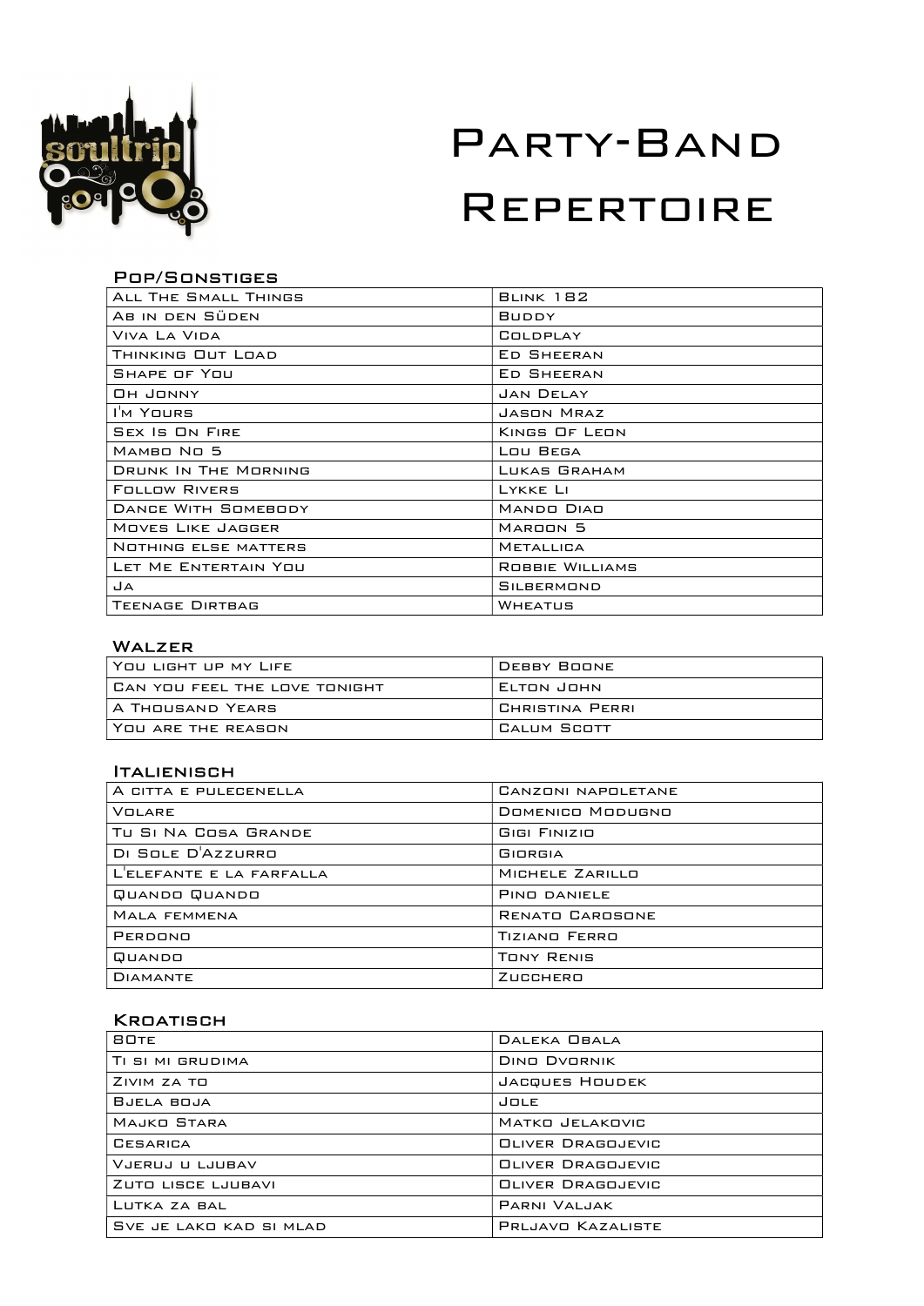# Party-Band Repertoire

### Pop/Sonstiges

| | |
|---|---|
| All The Small Things | Blink 182 |
| Ab in den Süden | Buddy |
| Viva La Vida | Coldplay |
| Thinking Out Load | Ed Sheeran |
| Shape of You | Ed Sheeran |
| Oh Jonny | Jan Delay |
| I'm Yours | Jason Mraz |
| Sex Is On Fire | Kings Of Leon |
| Mambo No 5 | Lou Bega |
| Drunk In The Morning | Lukas Graham |
| Follow Rivers | Lykke Li |
| Dance With Somebody | Mando Diao |
| Moves Like Jagger | Maroon 5 |
| Nothing else matters | Metallica |
| Let Me Entertain You | Robbie Williams |
| Ja | Silbermond |
| Teenage Dirtbag | Wheatus |

### Walzer

| | |
|---|---|
| You light up my Life | Debby Boone |
| Can you feel the love tonight | Elton John |
| A Thousand Years | Christina Perri |
| You are the reason | Calum Scott |

### Italienisch

| | |
|---|---|
| A citta e pulecenella | Canzoni Napoletane |
| Volare | Domenico Modugno |
| Tu Si Na Cosa Grande | Gigi Finizio |
| Di Sole D'Azzurro | Giorgia |
| L'elefante e la farfalla | Michele Zarillo |
| Quando Quando | Pino daniele |
| Mala femmena | Renato Carosone |
| Perdono | Tiziano Ferro |
| Quando | Tony Renis |
| Diamante | Zucchero |

### Kroatisch

| | |
|---|---|
| 80te | Daleka Obala |
| Ti si mi grudima | Dino Dvornik |
| Zivim za to | Jacques Houdek |
| Bjela boja | Jole |
| Majko Stara | Matko Jelakovic |
| Cesarica | Oliver Dragojevic |
| Vjeruj u ljubav | Oliver Dragojevic |
| Zuto lisce ljubavi | Oliver Dragojevic |
| Lutka za bal | Parni Valjak |
| Sve je lako kad si mlad | Prljavo Kazaliste |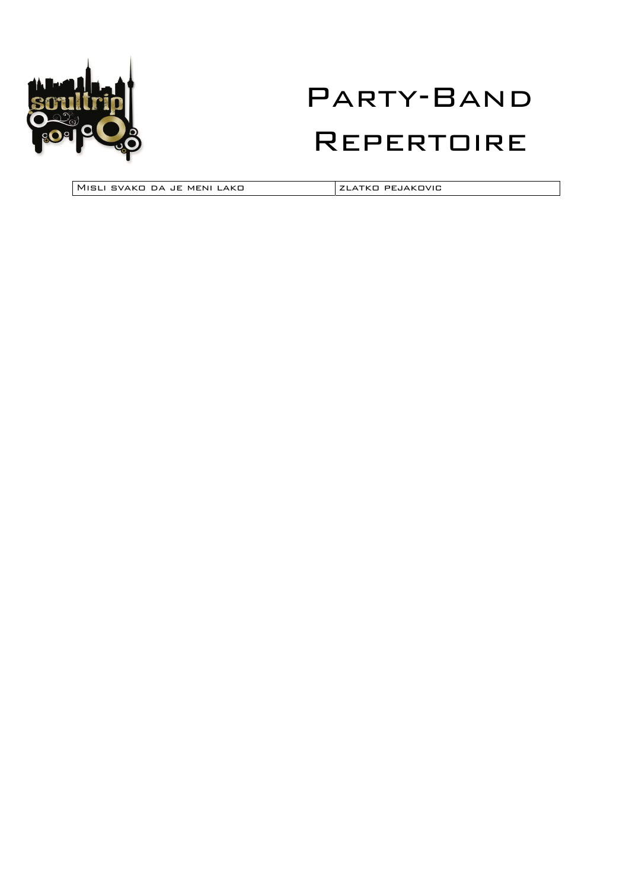| | |
|---|---|
| Misli svako da je meni lako | zlatko pejakovic |